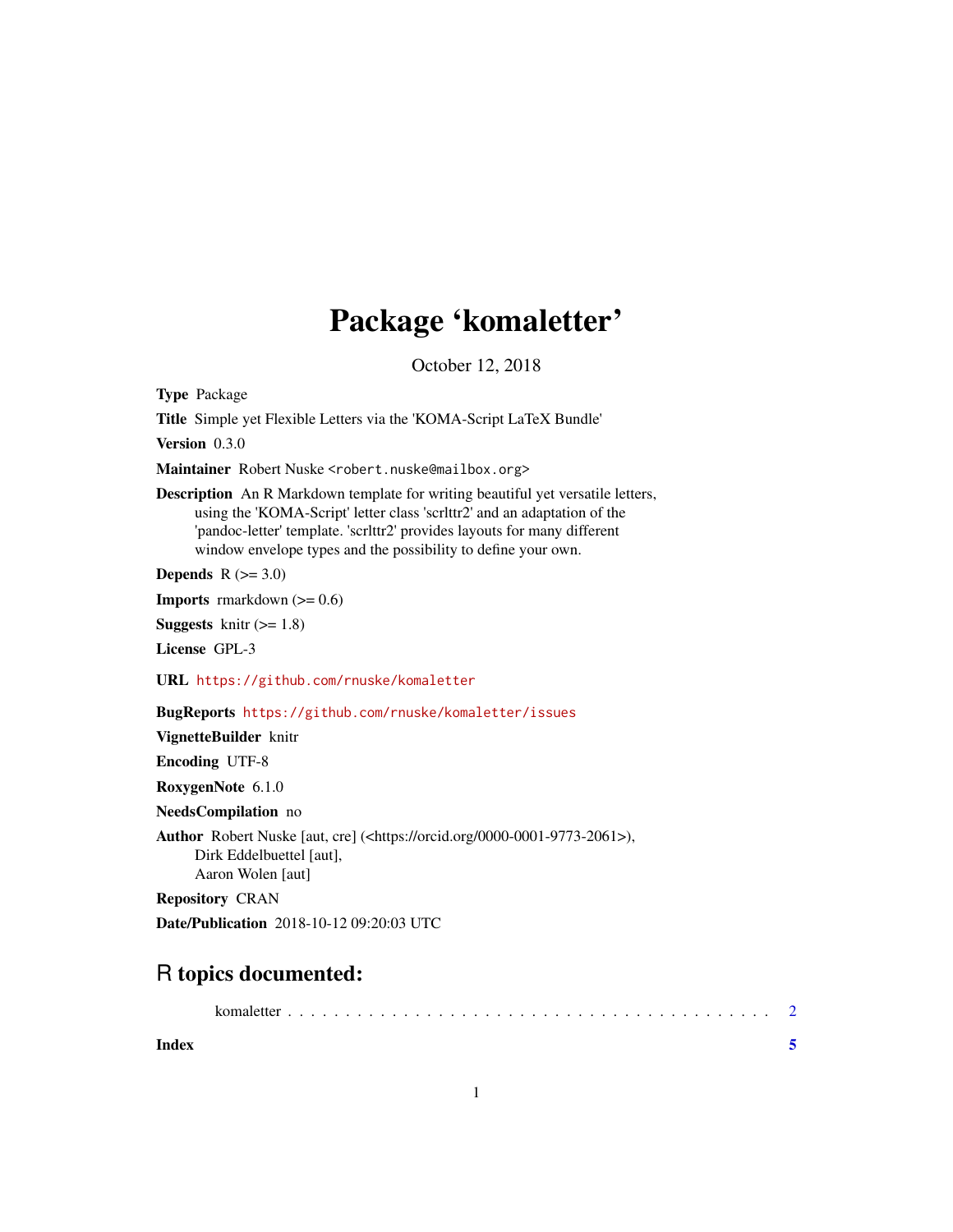# Package 'komaletter'

October 12, 2018

**Type** Package

**Title** Simple yet Flexible Letters via the 'KOMA-Script LaTeX Bundle'

**Version** 0.3.0

**Maintainer** Robert Nuske <robert.nuske@mailbox.org>

**Description** An R Markdown template for writing beautiful yet versatile letters, using the 'KOMA-Script' letter class 'scrlttr2' and an adaptation of the 'pandoc-letter' template. 'scrlttr2' provides layouts for many different window envelope types and the possibility to define your own.

**Depends** R (>= 3.0)

**Imports** rmarkdown (>= 0.6)

**Suggests** knitr (>= 1.8)

**License** GPL-3

**URL** https://github.com/rnuske/komaletter

**BugReports** https://github.com/rnuske/komaletter/issues

**VignetteBuilder** knitr

**Encoding** UTF-8

**RoxygenNote** 6.1.0

**NeedsCompilation** no

**Author** Robert Nuske [aut, cre] (<https://orcid.org/0000-0001-9773-2061>), Dirk Eddelbuettel [aut], Aaron Wolen [aut]

**Repository** CRAN

**Date/Publication** 2018-10-12 09:20:03 UTC

## R topics documented:

komaletter . . . . . . . . . . . . . . . . . . . . . . . . . . . . . . . . . . . . . . . . . . 2

**Index** **5**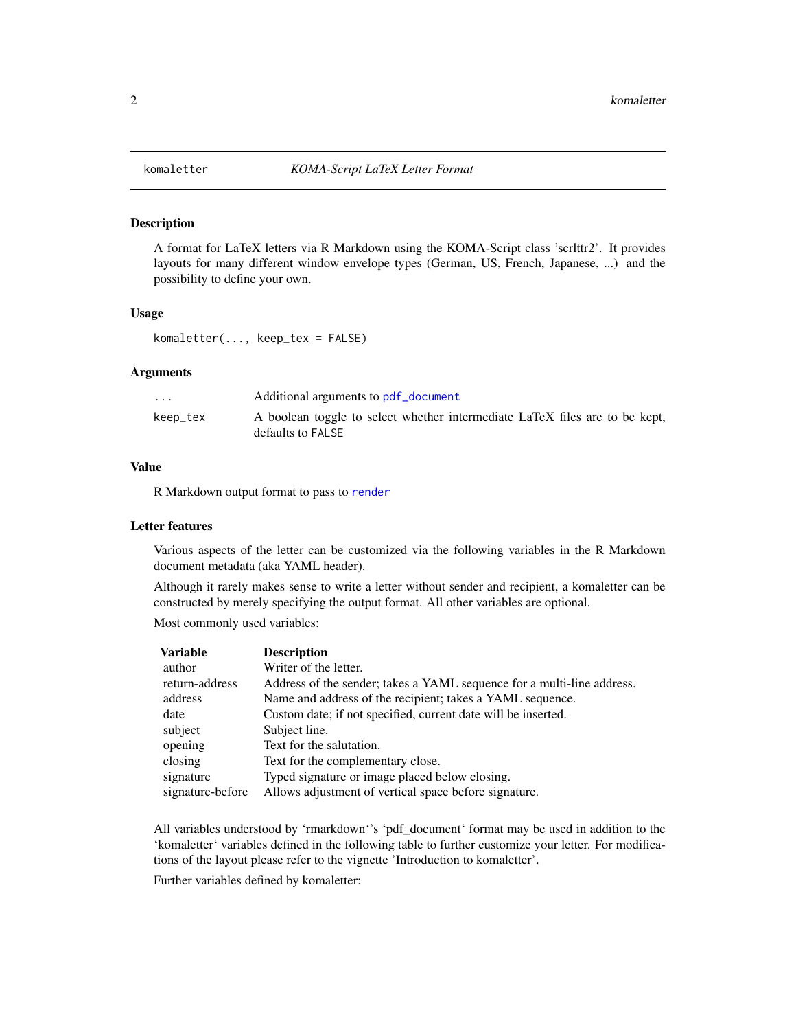## komaletter — *KOMA-Script LaTeX Letter Format*

### Description

A format for LaTeX letters via R Markdown using the KOMA-Script class 'scrlttr2'. It provides layouts for many different window envelope types (German, US, French, Japanese, ...) and the possibility to define your own.

### Usage

```
komaletter(..., keep_tex = FALSE)
```

### Arguments

| | |
|---|---|
| ... | Additional arguments to `pdf_document` |
| keep_tex | A boolean toggle to select whether intermediate LaTeX files are to be kept, defaults to `FALSE` |

### Value

R Markdown output format to pass to `render`

### Letter features

Various aspects of the letter can be customized via the following variables in the R Markdown document metadata (aka YAML header).

Although it rarely makes sense to write a letter without sender and recipient, a komaletter can be constructed by merely specifying the output format. All other variables are optional.

Most commonly used variables:

| Variable | Description |
|---|---|
| author | Writer of the letter. |
| return-address | Address of the sender; takes a YAML sequence for a multi-line address. |
| address | Name and address of the recipient; takes a YAML sequence. |
| date | Custom date; if not specified, current date will be inserted. |
| subject | Subject line. |
| opening | Text for the salutation. |
| closing | Text for the complementary close. |
| signature | Typed signature or image placed below closing. |
| signature-before | Allows adjustment of vertical space before signature. |

All variables understood by 'rmarkdown''s 'pdf_document' format may be used in addition to the 'komaletter' variables defined in the following table to further customize your letter. For modifications of the layout please refer to the vignette 'Introduction to komaletter'.

Further variables defined by komaletter: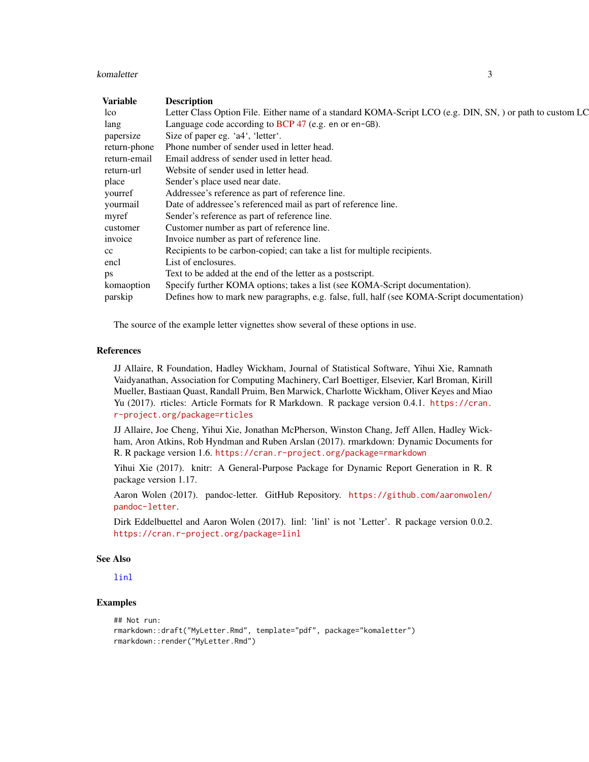| Variable | Description |
| --- | --- |
| lco | Letter Class Option File. Either name of a standard KOMA-Script LCO (e.g. DIN, SN, ) or path to custom LC |
| lang | Language code according to BCP 47 (e.g. `en` or `en-GB`). |
| papersize | Size of paper eg. 'a4', 'letter'. |
| return-phone | Phone number of sender used in letter head. |
| return-email | Email address of sender used in letter head. |
| return-url | Website of sender used in letter head. |
| place | Sender's place used near date. |
| yourref | Addressee's reference as part of reference line. |
| yourmail | Date of addressee's referenced mail as part of reference line. |
| myref | Sender's reference as part of reference line. |
| customer | Customer number as part of reference line. |
| invoice | Invoice number as part of reference line. |
| cc | Recipients to be carbon-copied; can take a list for multiple recipients. |
| encl | List of enclosures. |
| ps | Text to be added at the end of the letter as a postscript. |
| komaoption | Specify further KOMA options; takes a list (see KOMA-Script documentation). |
| parskip | Defines how to mark new paragraphs, e.g. false, full, half (see KOMA-Script documentation) |

The source of the example letter vignettes show several of these options in use.

## References

JJ Allaire, R Foundation, Hadley Wickham, Journal of Statistical Software, Yihui Xie, Ramnath Vaidyanathan, Association for Computing Machinery, Carl Boettiger, Elsevier, Karl Broman, Kirill Mueller, Bastiaan Quast, Randall Pruim, Ben Marwick, Charlotte Wickham, Oliver Keyes and Miao Yu (2017). rticles: Article Formats for R Markdown. R package version 0.4.1. https://cran.r-project.org/package=rticles

JJ Allaire, Joe Cheng, Yihui Xie, Jonathan McPherson, Winston Chang, Jeff Allen, Hadley Wickham, Aron Atkins, Rob Hyndman and Ruben Arslan (2017). rmarkdown: Dynamic Documents for R. R package version 1.6. https://cran.r-project.org/package=rmarkdown

Yihui Xie (2017). knitr: A General-Purpose Package for Dynamic Report Generation in R. R package version 1.17.

Aaron Wolen (2017). pandoc-letter. GitHub Repository. https://github.com/aaronwolen/pandoc-letter.

Dirk Eddelbuettel and Aaron Wolen (2017). linl: 'linl' is not 'Letter'. R package version 0.0.2. https://cran.r-project.org/package=linl

## See Also

`linl`

## Examples

```
## Not run:
rmarkdown::draft("MyLetter.Rmd", template="pdf", package="komaletter")
rmarkdown::render("MyLetter.Rmd")
```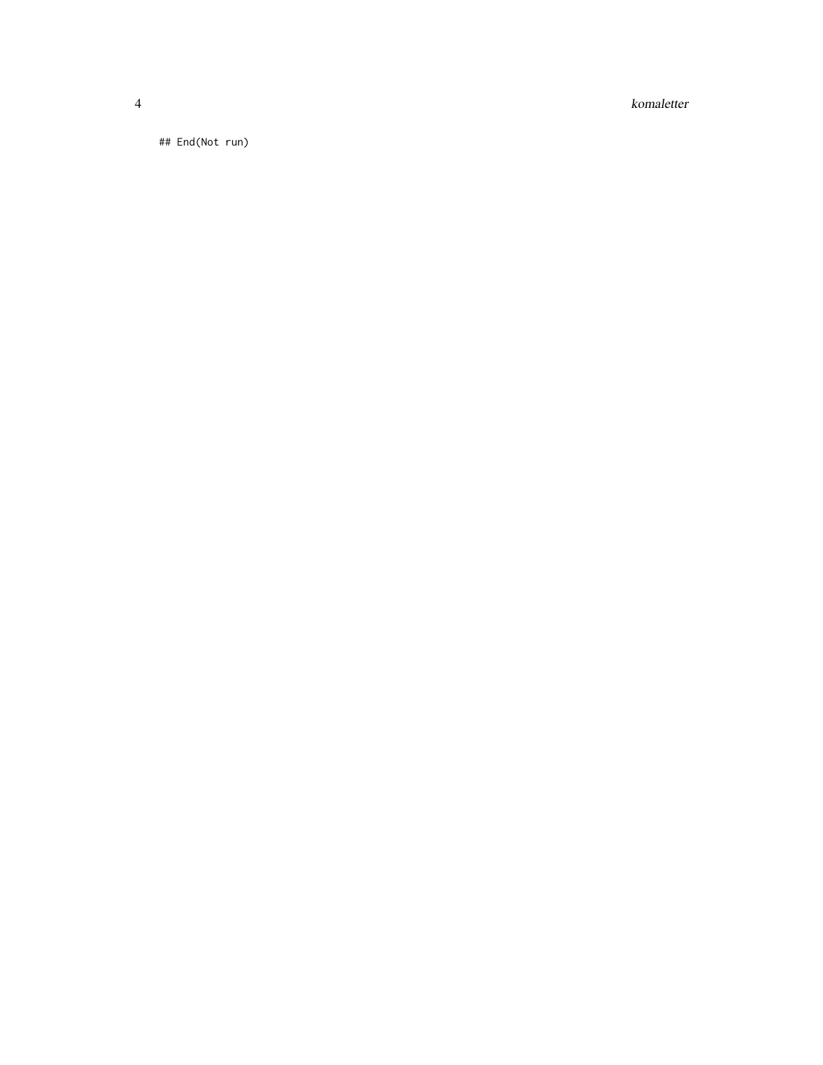```
## End(Not run)
```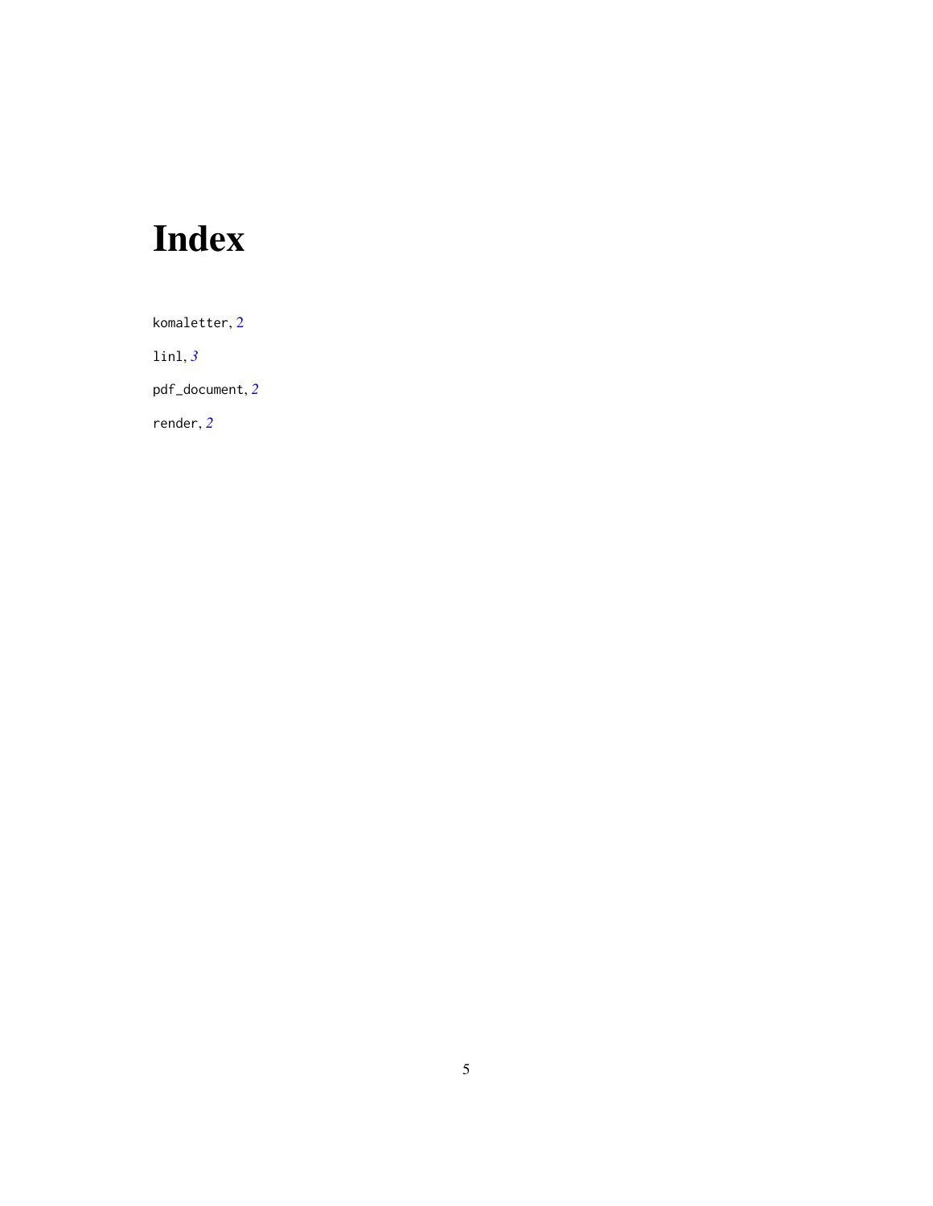# Index

`komaletter`, 2

`linl`, *3*

`pdf_document`, *2*

`render`, *2*